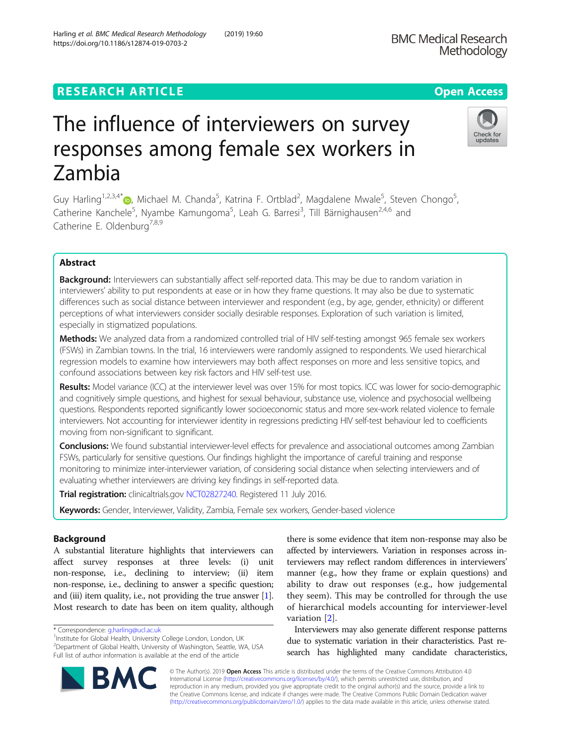RESEARCH ARTICLE

Open Access

# The influence of interviewers on survey responses among female sex workers in Zambia

Guy Harling[1,2,3,4*], Michael M. Chanda[5], Katrina F. Ortblad[2], Magdalene Mwale[5], Steven Chongo[5], Catherine Kanchele[5], Nyambe Kamungoma[5], Leah G. Barresi[3], Till Bärnighausen[2,4,6] and Catherine E. Oldenburg[7,8,9]

## Abstract

**Background:** Interviewers can substantially affect self-reported data. This may be due to random variation in interviewers' ability to put respondents at ease or in how they frame questions. It may also be due to systematic differences such as social distance between interviewer and respondent (e.g., by age, gender, ethnicity) or different perceptions of what interviewers consider socially desirable responses. Exploration of such variation is limited, especially in stigmatized populations.

**Methods:** We analyzed data from a randomized controlled trial of HIV self-testing amongst 965 female sex workers (FSWs) in Zambian towns. In the trial, 16 interviewers were randomly assigned to respondents. We used hierarchical regression models to examine how interviewers may both affect responses on more and less sensitive topics, and confound associations between key risk factors and HIV self-test use.

**Results:** Model variance (ICC) at the interviewer level was over 15% for most topics. ICC was lower for socio-demographic and cognitively simple questions, and highest for sexual behaviour, substance use, violence and psychosocial wellbeing questions. Respondents reported significantly lower socioeconomic status and more sex-work related violence to female interviewers. Not accounting for interviewer identity in regressions predicting HIV self-test behaviour led to coefficients moving from non-significant to significant.

**Conclusions:** We found substantial interviewer-level effects for prevalence and associational outcomes among Zambian FSWs, particularly for sensitive questions. Our findings highlight the importance of careful training and response monitoring to minimize inter-interviewer variation, of considering social distance when selecting interviewers and of evaluating whether interviewers are driving key findings in self-reported data.

**Trial registration:** clinicaltrials.gov NCT02827240. Registered 11 July 2016.

**Keywords:** Gender, Interviewer, Validity, Zambia, Female sex workers, Gender-based violence

## Background

A substantial literature highlights that interviewers can affect survey responses at three levels: (i) unit non-response, i.e., declining to interview; (ii) item non-response, i.e., declining to answer a specific question; and (iii) item quality, i.e., not providing the true answer [1]. Most research to date has been on item quality, although there is some evidence that item non-response may also be affected by interviewers. Variation in responses across interviewers may reflect random differences in interviewers' manner (e.g., how they frame or explain questions) and ability to draw out responses (e.g., how judgemental they seem). This may be controlled for through the use of hierarchical models accounting for interviewer-level variation [2].

Interviewers may also generate different response patterns due to systematic variation in their characteristics. Past research has highlighted many candidate characteristics,

\* Correspondence: g.harling@ucl.ac.uk

[1] Institute for Global Health, University College London, London, UK

[2] Department of Global Health, University of Washington, Seattle, WA, USA

Full list of author information is available at the end of the article

© The Author(s). 2019 **Open Access** This article is distributed under the terms of the Creative Commons Attribution 4.0 International License (http://creativecommons.org/licenses/by/4.0/), which permits unrestricted use, distribution, and reproduction in any medium, provided you give appropriate credit to the original author(s) and the source, provide a link to the Creative Commons license, and indicate if changes were made. The Creative Commons Public Domain Dedication waiver (http://creativecommons.org/publicdomain/zero/1.0/) applies to the data made available in this article, unless otherwise stated.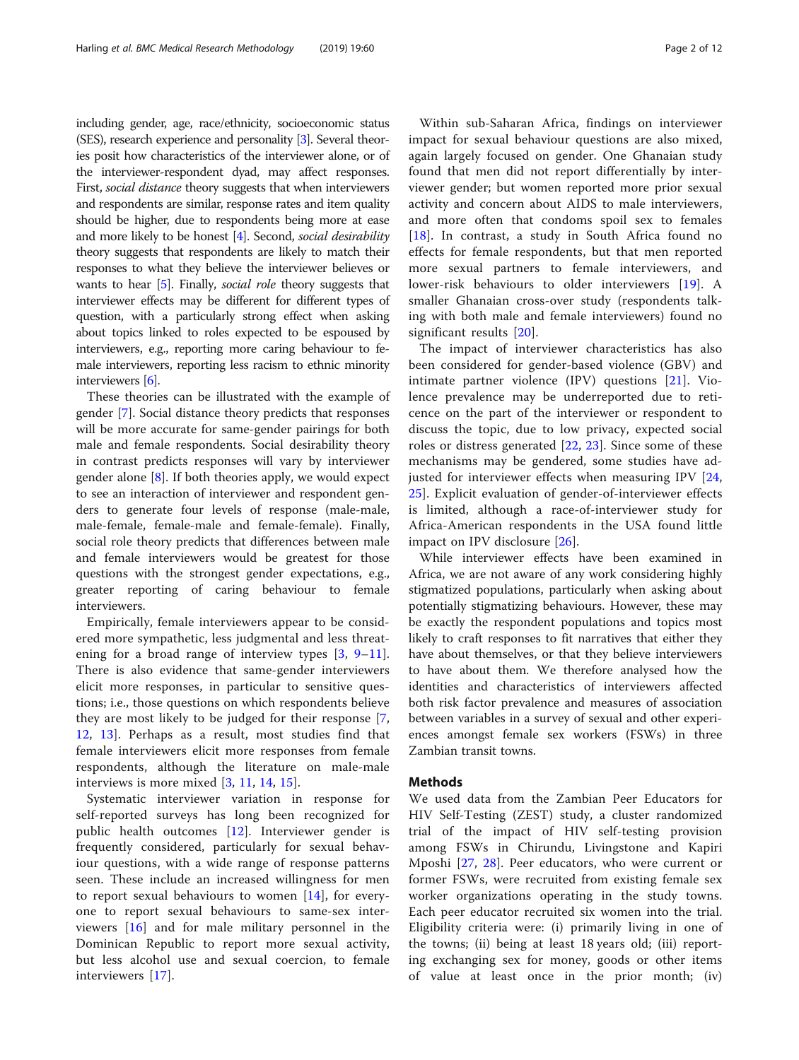including gender, age, race/ethnicity, socioeconomic status (SES), research experience and personality [3]. Several theories posit how characteristics of the interviewer alone, or of the interviewer-respondent dyad, may affect responses. First, *social distance* theory suggests that when interviewers and respondents are similar, response rates and item quality should be higher, due to respondents being more at ease and more likely to be honest [4]. Second, *social desirability* theory suggests that respondents are likely to match their responses to what they believe the interviewer believes or wants to hear [5]. Finally, *social role* theory suggests that interviewer effects may be different for different types of question, with a particularly strong effect when asking about topics linked to roles expected to be espoused by interviewers, e.g., reporting more caring behaviour to female interviewers, reporting less racism to ethnic minority interviewers [6].

These theories can be illustrated with the example of gender [7]. Social distance theory predicts that responses will be more accurate for same-gender pairings for both male and female respondents. Social desirability theory in contrast predicts responses will vary by interviewer gender alone [8]. If both theories apply, we would expect to see an interaction of interviewer and respondent genders to generate four levels of response (male-male, male-female, female-male and female-female). Finally, social role theory predicts that differences between male and female interviewers would be greatest for those questions with the strongest gender expectations, e.g., greater reporting of caring behaviour to female interviewers.

Empirically, female interviewers appear to be considered more sympathetic, less judgmental and less threatening for a broad range of interview types [3, 9–11]. There is also evidence that same-gender interviewers elicit more responses, in particular to sensitive questions; i.e., those questions on which respondents believe they are most likely to be judged for their response [7, 12, 13]. Perhaps as a result, most studies find that female interviewers elicit more responses from female respondents, although the literature on male-male interviews is more mixed [3, 11, 14, 15].

Systematic interviewer variation in response for self-reported surveys has long been recognized for public health outcomes [12]. Interviewer gender is frequently considered, particularly for sexual behaviour questions, with a wide range of response patterns seen. These include an increased willingness for men to report sexual behaviours to women [14], for everyone to report sexual behaviours to same-sex interviewers [16] and for male military personnel in the Dominican Republic to report more sexual activity, but less alcohol use and sexual coercion, to female interviewers [17].

Within sub-Saharan Africa, findings on interviewer impact for sexual behaviour questions are also mixed, again largely focused on gender. One Ghanaian study found that men did not report differentially by interviewer gender; but women reported more prior sexual activity and concern about AIDS to male interviewers, and more often that condoms spoil sex to females [18]. In contrast, a study in South Africa found no effects for female respondents, but that men reported more sexual partners to female interviewers, and lower-risk behaviours to older interviewers [19]. A smaller Ghanaian cross-over study (respondents talking with both male and female interviewers) found no significant results [20].

The impact of interviewer characteristics has also been considered for gender-based violence (GBV) and intimate partner violence (IPV) questions [21]. Violence prevalence may be underreported due to reticence on the part of the interviewer or respondent to discuss the topic, due to low privacy, expected social roles or distress generated [22, 23]. Since some of these mechanisms may be gendered, some studies have adjusted for interviewer effects when measuring IPV [24, 25]. Explicit evaluation of gender-of-interviewer effects is limited, although a race-of-interviewer study for Africa-American respondents in the USA found little impact on IPV disclosure [26].

While interviewer effects have been examined in Africa, we are not aware of any work considering highly stigmatized populations, particularly when asking about potentially stigmatizing behaviours. However, these may be exactly the respondent populations and topics most likely to craft responses to fit narratives that either they have about themselves, or that they believe interviewers to have about them. We therefore analysed how the identities and characteristics of interviewers affected both risk factor prevalence and measures of association between variables in a survey of sexual and other experiences amongst female sex workers (FSWs) in three Zambian transit towns.

## Methods

We used data from the Zambian Peer Educators for HIV Self-Testing (ZEST) study, a cluster randomized trial of the impact of HIV self-testing provision among FSWs in Chirundu, Livingstone and Kapiri Mposhi [27, 28]. Peer educators, who were current or former FSWs, were recruited from existing female sex worker organizations operating in the study towns. Each peer educator recruited six women into the trial. Eligibility criteria were: (i) primarily living in one of the towns; (ii) being at least 18 years old; (iii) reporting exchanging sex for money, goods or other items of value at least once in the prior month; (iv)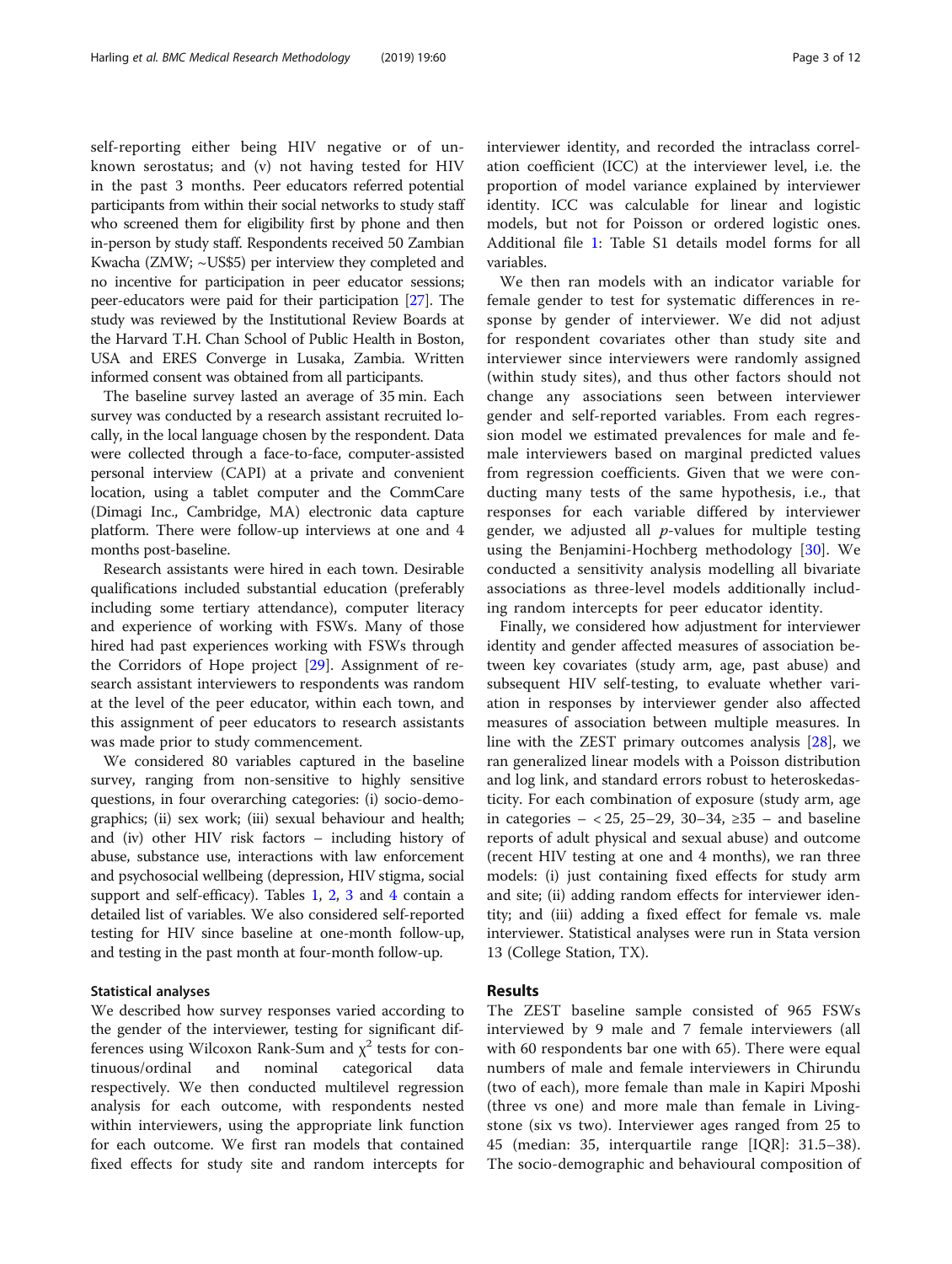self-reporting either being HIV negative or of unknown serostatus; and (v) not having tested for HIV in the past 3 months. Peer educators referred potential participants from within their social networks to study staff who screened them for eligibility first by phone and then in-person by study staff. Respondents received 50 Zambian Kwacha (ZMW; ~US$5) per interview they completed and no incentive for participation in peer educator sessions; peer-educators were paid for their participation [27]. The study was reviewed by the Institutional Review Boards at the Harvard T.H. Chan School of Public Health in Boston, USA and ERES Converge in Lusaka, Zambia. Written informed consent was obtained from all participants.

The baseline survey lasted an average of 35 min. Each survey was conducted by a research assistant recruited locally, in the local language chosen by the respondent. Data were collected through a face-to-face, computer-assisted personal interview (CAPI) at a private and convenient location, using a tablet computer and the CommCare (Dimagi Inc., Cambridge, MA) electronic data capture platform. There were follow-up interviews at one and 4 months post-baseline.

Research assistants were hired in each town. Desirable qualifications included substantial education (preferably including some tertiary attendance), computer literacy and experience of working with FSWs. Many of those hired had past experiences working with FSWs through the Corridors of Hope project [29]. Assignment of research assistant interviewers to respondents was random at the level of the peer educator, within each town, and this assignment of peer educators to research assistants was made prior to study commencement.

We considered 80 variables captured in the baseline survey, ranging from non-sensitive to highly sensitive questions, in four overarching categories: (i) socio-demographics; (ii) sex work; (iii) sexual behaviour and health; and (iv) other HIV risk factors – including history of abuse, substance use, interactions with law enforcement and psychosocial wellbeing (depression, HIV stigma, social support and self-efficacy). Tables 1, 2, 3 and 4 contain a detailed list of variables. We also considered self-reported testing for HIV since baseline at one-month follow-up, and testing in the past month at four-month follow-up.

### Statistical analyses

We described how survey responses varied according to the gender of the interviewer, testing for significant differences using Wilcoxon Rank-Sum and $\chi^2$ tests for continuous/ordinal and nominal categorical data respectively. We then conducted multilevel regression analysis for each outcome, with respondents nested within interviewers, using the appropriate link function for each outcome. We first ran models that contained fixed effects for study site and random intercepts for interviewer identity, and recorded the intraclass correlation coefficient (ICC) at the interviewer level, i.e. the proportion of model variance explained by interviewer identity. ICC was calculable for linear and logistic models, but not for Poisson or ordered logistic ones. Additional file 1: Table S1 details model forms for all variables.

We then ran models with an indicator variable for female gender to test for systematic differences in response by gender of interviewer. We did not adjust for respondent covariates other than study site and interviewer since interviewers were randomly assigned (within study sites), and thus other factors should not change any associations seen between interviewer gender and self-reported variables. From each regression model we estimated prevalences for male and female interviewers based on marginal predicted values from regression coefficients. Given that we were conducting many tests of the same hypothesis, i.e., that responses for each variable differed by interviewer gender, we adjusted all *p*-values for multiple testing using the Benjamini-Hochberg methodology [30]. We conducted a sensitivity analysis modelling all bivariate associations as three-level models additionally including random intercepts for peer educator identity.

Finally, we considered how adjustment for interviewer identity and gender affected measures of association between key covariates (study arm, age, past abuse) and subsequent HIV self-testing, to evaluate whether variation in responses by interviewer gender also affected measures of association between multiple measures. In line with the ZEST primary outcomes analysis [28], we ran generalized linear models with a Poisson distribution and log link, and standard errors robust to heteroskedasticity. For each combination of exposure (study arm, age in categories – < 25, 25–29, 30–34, ≥35 – and baseline reports of adult physical and sexual abuse) and outcome (recent HIV testing at one and 4 months), we ran three models: (i) just containing fixed effects for study arm and site; (ii) adding random effects for interviewer identity; and (iii) adding a fixed effect for female vs. male interviewer. Statistical analyses were run in Stata version 13 (College Station, TX).

## Results

The ZEST baseline sample consisted of 965 FSWs interviewed by 9 male and 7 female interviewers (all with 60 respondents bar one with 65). There were equal numbers of male and female interviewers in Chirundu (two of each), more female than male in Kapiri Mposhi (three vs one) and more male than female in Livingstone (six vs two). Interviewer ages ranged from 25 to 45 (median: 35, interquartile range [IQR]: 31.5–38). The socio-demographic and behavioural composition of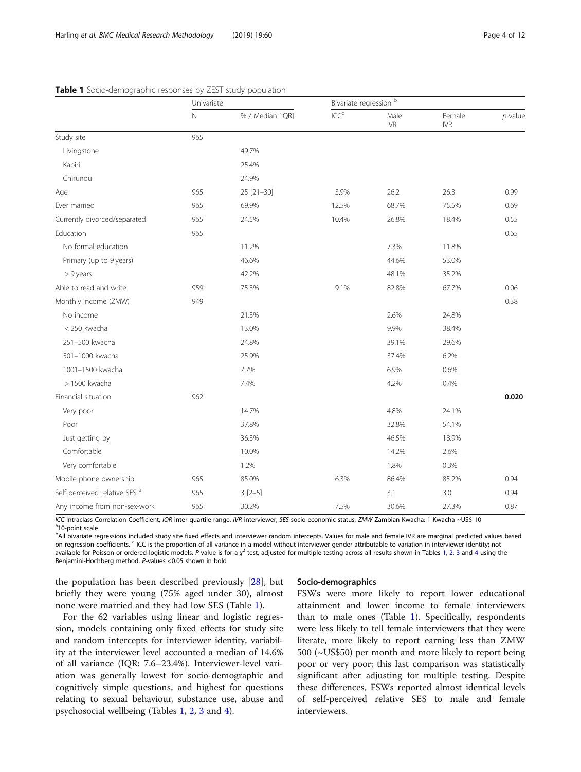**Table 1** Socio-demographic responses by ZEST study population

| | Univariate | | Bivariate regression [b] | | | |
|---|---|---|---|---|---|---|
| | N | % / Median [IQR] | ICC[c] | Male IVR | Female IVR | *p*-value |
| Study site | 965 | | | | | |
| Livingstone | | 49.7% | | | | |
| Kapiri | | 25.4% | | | | |
| Chirundu | | 24.9% | | | | |
| Age | 965 | 25 [21–30] | 3.9% | 26.2 | 26.3 | 0.99 |
| Ever married | 965 | 69.9% | 12.5% | 68.7% | 75.5% | 0.69 |
| Currently divorced/separated | 965 | 24.5% | 10.4% | 26.8% | 18.4% | 0.55 |
| Education | 965 | | | | | 0.65 |
| No formal education | | 11.2% | | 7.3% | 11.8% | |
| Primary (up to 9 years) | | 46.6% | | 44.6% | 53.0% | |
| > 9 years | | 42.2% | | 48.1% | 35.2% | |
| Able to read and write | 959 | 75.3% | 9.1% | 82.8% | 67.7% | 0.06 |
| Monthly income (ZMW) | 949 | | | | | 0.38 |
| No income | | 21.3% | | 2.6% | 24.8% | |
| < 250 kwacha | | 13.0% | | 9.9% | 38.4% | |
| 251–500 kwacha | | 24.8% | | 39.1% | 29.6% | |
| 501–1000 kwacha | | 25.9% | | 37.4% | 6.2% | |
| 1001–1500 kwacha | | 7.7% | | 6.9% | 0.6% | |
| > 1500 kwacha | | 7.4% | | 4.2% | 0.4% | |
| Financial situation | 962 | | | | | **0.020** |
| Very poor | | 14.7% | | 4.8% | 24.1% | |
| Poor | | 37.8% | | 32.8% | 54.1% | |
| Just getting by | | 36.3% | | 46.5% | 18.9% | |
| Comfortable | | 10.0% | | 14.2% | 2.6% | |
| Very comfortable | | 1.2% | | 1.8% | 0.3% | |
| Mobile phone ownership | 965 | 85.0% | 6.3% | 86.4% | 85.2% | 0.94 |
| Self-perceived relative SES [a] | 965 | 3 [2–5] | | 3.1 | 3.0 | 0.94 |
| Any income from non-sex-work | 965 | 30.2% | 7.5% | 30.6% | 27.3% | 0.87 |

*ICC* Intraclass Correlation Coefficient, *IQR* inter-quartile range, *IVR* interviewer, *SES* socio-economic status, *ZMW* Zambian Kwacha: 1 Kwacha ~US$ 10
[a]10-point scale
[b]All bivariate regressions included study site fixed effects and interviewer random intercepts. Values for male and female IVR are marginal predicted values based on regression coefficients. [c] ICC is the proportion of all variance in a model without interviewer gender attributable to variation in interviewer identity; not available for Poisson or ordered logistic models. *P*-value is for a $\chi^2$ test, adjusted for multiple testing across all results shown in Tables 1, 2, 3 and 4 using the Benjamini-Hochberg method. *P*-values <0.05 shown in bold

the population has been described previously [28], but briefly they were young (75% aged under 30), almost none were married and they had low SES (Table 1).

For the 62 variables using linear and logistic regression, models containing only fixed effects for study site and random intercepts for interviewer identity, variability at the interviewer level accounted a median of 14.6% of all variance (IQR: 7.6–23.4%). Interviewer-level variation was generally lowest for socio-demographic and cognitively simple questions, and highest for questions relating to sexual behaviour, substance use, abuse and psychosocial wellbeing (Tables 1, 2, 3 and 4).

### Socio-demographics

FSWs were more likely to report lower educational attainment and lower income to female interviewers than to male ones (Table 1). Specifically, respondents were less likely to tell female interviewers that they were literate, more likely to report earning less than ZMW 500 (~US$50) per month and more likely to report being poor or very poor; this last comparison was statistically significant after adjusting for multiple testing. Despite these differences, FSWs reported almost identical levels of self-perceived relative SES to male and female interviewers.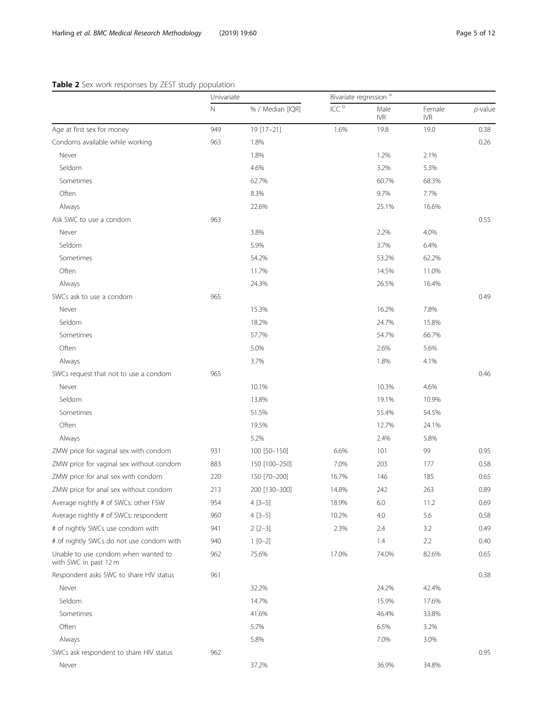**Table 2** Sex work responses by ZEST study population

| | Univariate | | Bivariate regression [a] | | | |
|---|---|---|---|---|---|---|
| | N | % / Median [IQR] | ICC [b] | Male IVR | Female IVR | *p*-value |
| Age at first sex for money | 949 | 19 [17–21] | 1.6% | 19.8 | 19.0 | 0.38 |
| Condoms available while working | 963 | 1.8% | | | | 0.26 |
| Never | | 1.8% | | 1.2% | 2.1% | |
| Seldom | | 4.6% | | 3.2% | 5.3% | |
| Sometimes | | 62.7% | | 60.7% | 68.3% | |
| Often | | 8.3% | | 9.7% | 7.7% | |
| Always | | 22.6% | | 25.1% | 16.6% | |
| Ask SWC to use a condom | 963 | | | | | 0.55 |
| Never | | 3.8% | | 2.2% | 4.0% | |
| Seldom | | 5.9% | | 3.7% | 6.4% | |
| Sometimes | | 54.2% | | 53.2% | 62.2% | |
| Often | | 11.7% | | 14.5% | 11.0% | |
| Always | | 24.3% | | 26.5% | 16.4% | |
| SWCs ask to use a condom | 965 | | | | | 0.49 |
| Never | | 15.3% | | 16.2% | 7.8% | |
| Seldom | | 18.2% | | 24.7% | 15.8% | |
| Sometimes | | 57.7% | | 54.7% | 66.7% | |
| Often | | 5.0% | | 2.6% | 5.6% | |
| Always | | 3.7% | | 1.8% | 4.1% | |
| SWCs request that not to use a condom | 965 | | | | | 0.46 |
| Never | | 10.1% | | 10.3% | 4.6% | |
| Seldom | | 13.8% | | 19.1% | 10.9% | |
| Sometimes | | 51.5% | | 55.4% | 54.5% | |
| Often | | 19.5% | | 12.7% | 24.1% | |
| Always | | 5.2% | | 2.4% | 5.8% | |
| ZMW price for vaginal sex with condom | 931 | 100 [50–150] | 6.6% | 101 | 99 | 0.95 |
| ZMW price for vaginal sex without condom | 883 | 150 [100–250] | 7.0% | 203 | 177 | 0.58 |
| ZMW price for anal sex with condom | 220 | 150 [70–200] | 16.7% | 146 | 185 | 0.65 |
| ZMW price for anal sex without condom | 213 | 200 [130–300] | 14.8% | 242 | 263 | 0.89 |
| Average nightly # of SWCs: other FSW | 954 | 4 [3–5] | 18.9% | 6.0 | 11.2 | 0.69 |
| Average nightly # of SWCs: respondent | 960 | 4 [3–5] | 10.2% | 4.0 | 5.6 | 0.58 |
| # of nightly SWCs use condom with | 941 | 2 [2–3] | 2.3% | 2.4 | 3.2 | 0.49 |
| # of nightly SWCs do not use condom with | 940 | 1 [0–2] | | 1.4 | 2.2 | 0.40 |
| Unable to use condom when wanted to with SWC in past 12 m | 962 | 75.6% | 17.0% | 74.0% | 82.6% | 0.65 |
| Respondent asks SWC to share HIV status | 961 | | | | | 0.38 |
| Never | | 32.2% | | 24.2% | 42.4% | |
| Seldom | | 14.7% | | 15.9% | 17.6% | |
| Sometimes | | 41.6% | | 46.4% | 33.8% | |
| Often | | 5.7% | | 6.5% | 3.2% | |
| Always | | 5.8% | | 7.0% | 3.0% | |
| SWCs ask respondent to share HIV status | 962 | | | | | 0.95 |
| Never | | 37.2% | | 36.9% | 34.8% | |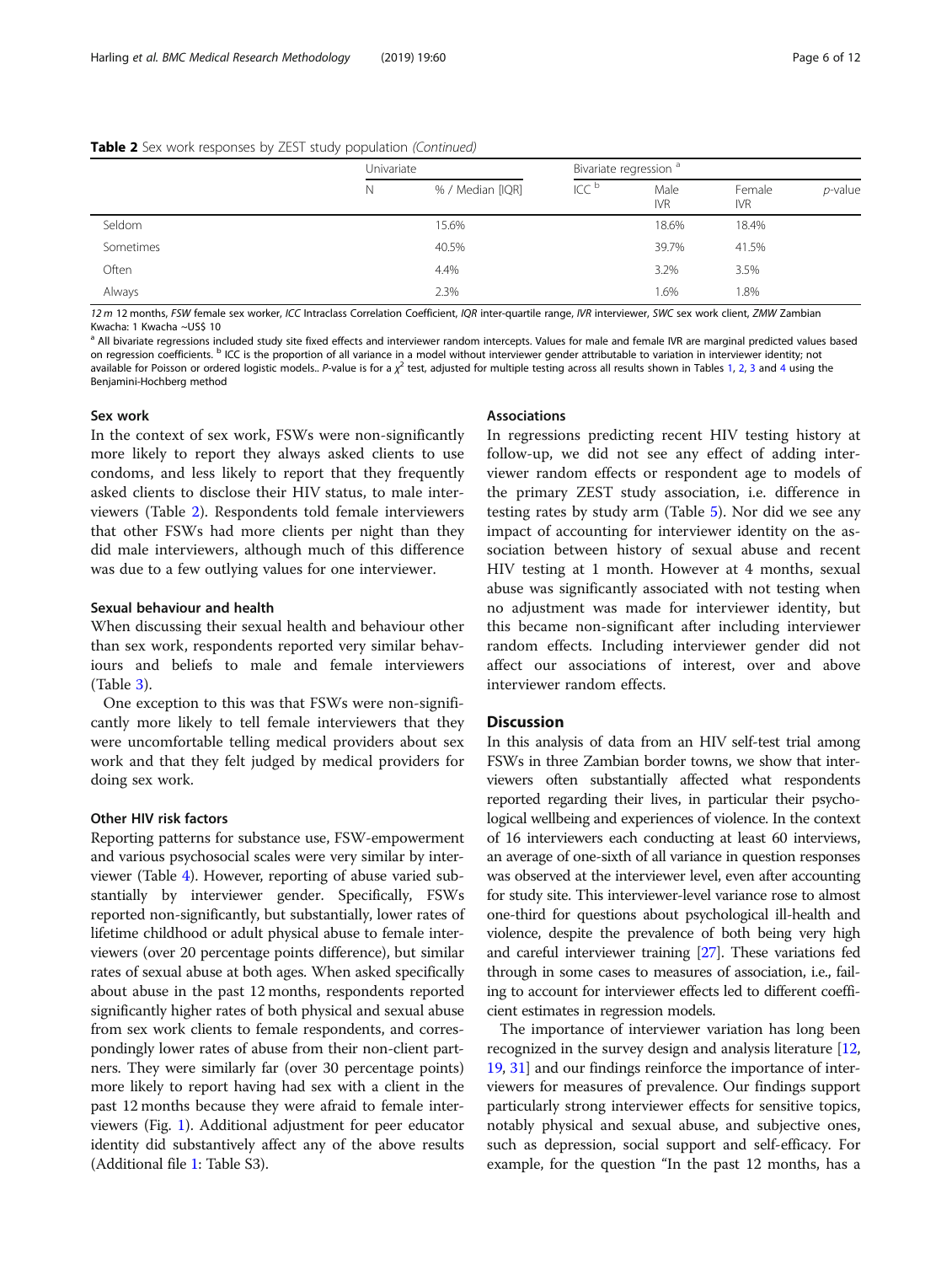**Table 2** Sex work responses by ZEST study population *(Continued)*

| | Univariate | | Bivariate regression [a] | | | |
|---|---|---|---|---|---|---|
| | N | % / Median [IQR] | ICC [b] | Male IVR | Female IVR | *p*-value |
| Seldom | | 15.6% | | 18.6% | 18.4% | |
| Sometimes | | 40.5% | | 39.7% | 41.5% | |
| Often | | 4.4% | | 3.2% | 3.5% | |
| Always | | 2.3% | | 1.6% | 1.8% | |

*12 m* 12 months, *FSW* female sex worker, *ICC* Intraclass Correlation Coefficient, *IQR* inter-quartile range, *IVR* interviewer, *SWC* sex work client, *ZMW* Zambian Kwacha: 1 Kwacha ~US$ 10

[a] All bivariate regressions included study site fixed effects and interviewer random intercepts. Values for male and female IVR are marginal predicted values based on regression coefficients. [b] ICC is the proportion of all variance in a model without interviewer gender attributable to variation in interviewer identity; not available for Poisson or ordered logistic models.. *P*-value is for a $\chi^2$ test, adjusted for multiple testing across all results shown in Tables 1, 2, 3 and 4 using the Benjamini-Hochberg method

### Sex work

In the context of sex work, FSWs were non-significantly more likely to report they always asked clients to use condoms, and less likely to report that they frequently asked clients to disclose their HIV status, to male interviewers (Table 2). Respondents told female interviewers that other FSWs had more clients per night than they did male interviewers, although much of this difference was due to a few outlying values for one interviewer.

### Sexual behaviour and health

When discussing their sexual health and behaviour other than sex work, respondents reported very similar behaviours and beliefs to male and female interviewers (Table 3).

One exception to this was that FSWs were non-significantly more likely to tell female interviewers that they were uncomfortable telling medical providers about sex work and that they felt judged by medical providers for doing sex work.

### Other HIV risk factors

Reporting patterns for substance use, FSW-empowerment and various psychosocial scales were very similar by interviewer (Table 4). However, reporting of abuse varied substantially by interviewer gender. Specifically, FSWs reported non-significantly, but substantially, lower rates of lifetime childhood or adult physical abuse to female interviewers (over 20 percentage points difference), but similar rates of sexual abuse at both ages. When asked specifically about abuse in the past 12 months, respondents reported significantly higher rates of both physical and sexual abuse from sex work clients to female respondents, and correspondingly lower rates of abuse from their non-client partners. They were similarly far (over 30 percentage points) more likely to report having had sex with a client in the past 12 months because they were afraid to female interviewers (Fig. 1). Additional adjustment for peer educator identity did substantively affect any of the above results (Additional file 1: Table S3).

### Associations

In regressions predicting recent HIV testing history at follow-up, we did not see any effect of adding interviewer random effects or respondent age to models of the primary ZEST study association, i.e. difference in testing rates by study arm (Table 5). Nor did we see any impact of accounting for interviewer identity on the association between history of sexual abuse and recent HIV testing at 1 month. However at 4 months, sexual abuse was significantly associated with not testing when no adjustment was made for interviewer identity, but this became non-significant after including interviewer random effects. Including interviewer gender did not affect our associations of interest, over and above interviewer random effects.

## Discussion

In this analysis of data from an HIV self-test trial among FSWs in three Zambian border towns, we show that interviewers often substantially affected what respondents reported regarding their lives, in particular their psychological wellbeing and experiences of violence. In the context of 16 interviewers each conducting at least 60 interviews, an average of one-sixth of all variance in question responses was observed at the interviewer level, even after accounting for study site. This interviewer-level variance rose to almost one-third for questions about psychological ill-health and violence, despite the prevalence of both being very high and careful interviewer training [27]. These variations fed through in some cases to measures of association, i.e., failing to account for interviewer effects led to different coefficient estimates in regression models.

The importance of interviewer variation has long been recognized in the survey design and analysis literature [12, 19, 31] and our findings reinforce the importance of interviewers for measures of prevalence. Our findings support particularly strong interviewer effects for sensitive topics, notably physical and sexual abuse, and subjective ones, such as depression, social support and self-efficacy. For example, for the question "In the past 12 months, has a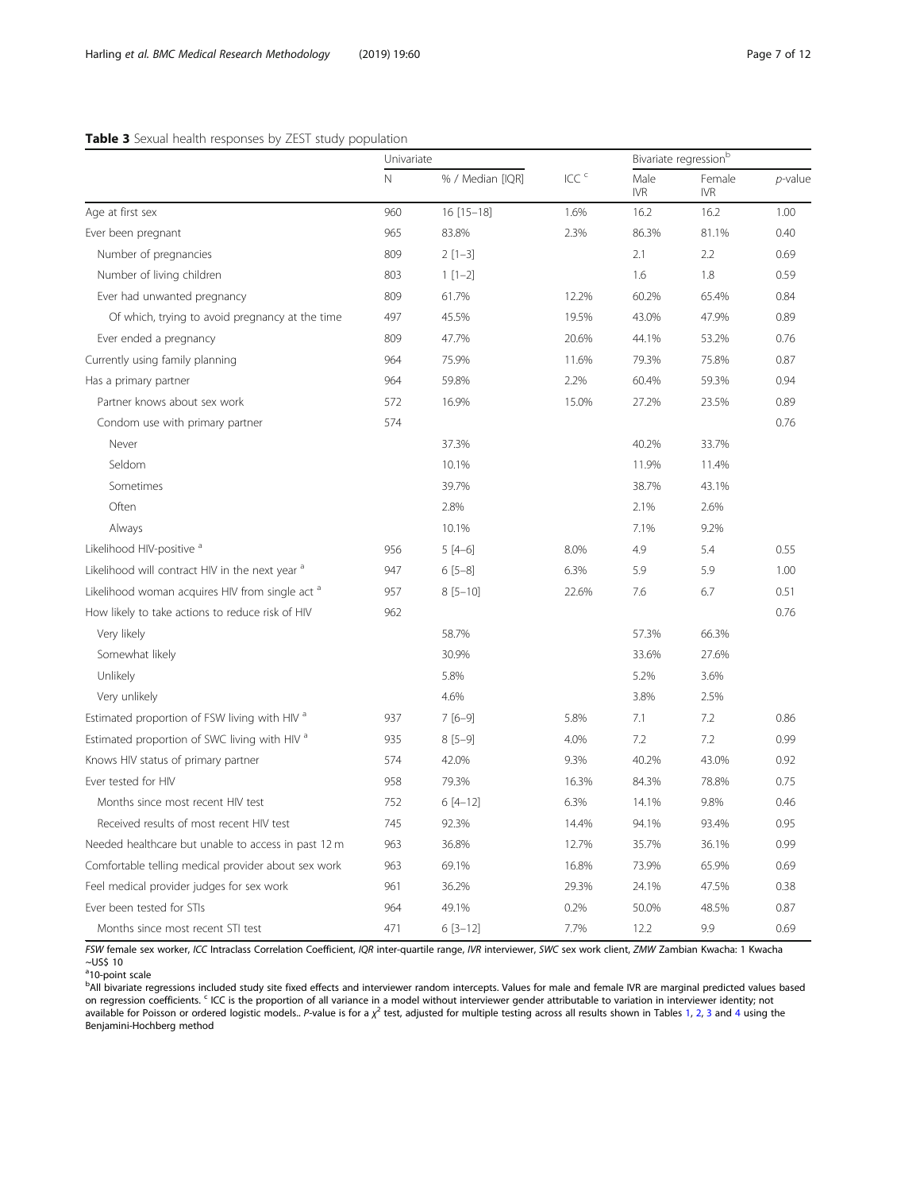**Table 3** Sexual health responses by ZEST study population

| | Univariate | | | Bivariate regression[b] | | |
|---|---|---|---|---|---|---|
| | N | % / Median [IQR] | ICC[c] | Male IVR | Female IVR | *p*-value |
| Age at first sex | 960 | 16 [15–18] | 1.6% | 16.2 | 16.2 | 1.00 |
| Ever been pregnant | 965 | 83.8% | 2.3% | 86.3% | 81.1% | 0.40 |
| Number of pregnancies | 809 | 2 [1–3] | | 2.1 | 2.2 | 0.69 |
| Number of living children | 803 | 1 [1–2] | | 1.6 | 1.8 | 0.59 |
| Ever had unwanted pregnancy | 809 | 61.7% | 12.2% | 60.2% | 65.4% | 0.84 |
| Of which, trying to avoid pregnancy at the time | 497 | 45.5% | 19.5% | 43.0% | 47.9% | 0.89 |
| Ever ended a pregnancy | 809 | 47.7% | 20.6% | 44.1% | 53.2% | 0.76 |
| Currently using family planning | 964 | 75.9% | 11.6% | 79.3% | 75.8% | 0.87 |
| Has a primary partner | 964 | 59.8% | 2.2% | 60.4% | 59.3% | 0.94 |
| Partner knows about sex work | 572 | 16.9% | 15.0% | 27.2% | 23.5% | 0.89 |
| Condom use with primary partner | 574 | | | | | 0.76 |
| Never | | 37.3% | | 40.2% | 33.7% | |
| Seldom | | 10.1% | | 11.9% | 11.4% | |
| Sometimes | | 39.7% | | 38.7% | 43.1% | |
| Often | | 2.8% | | 2.1% | 2.6% | |
| Always | | 10.1% | | 7.1% | 9.2% | |
| Likelihood HIV-positive[a] | 956 | 5 [4–6] | 8.0% | 4.9 | 5.4 | 0.55 |
| Likelihood will contract HIV in the next year[a] | 947 | 6 [5–8] | 6.3% | 5.9 | 5.9 | 1.00 |
| Likelihood woman acquires HIV from single act[a] | 957 | 8 [5–10] | 22.6% | 7.6 | 6.7 | 0.51 |
| How likely to take actions to reduce risk of HIV | 962 | | | | | 0.76 |
| Very likely | | 58.7% | | 57.3% | 66.3% | |
| Somewhat likely | | 30.9% | | 33.6% | 27.6% | |
| Unlikely | | 5.8% | | 5.2% | 3.6% | |
| Very unlikely | | 4.6% | | 3.8% | 2.5% | |
| Estimated proportion of FSW living with HIV[a] | 937 | 7 [6–9] | 5.8% | 7.1 | 7.2 | 0.86 |
| Estimated proportion of SWC living with HIV[a] | 935 | 8 [5–9] | 4.0% | 7.2 | 7.2 | 0.99 |
| Knows HIV status of primary partner | 574 | 42.0% | 9.3% | 40.2% | 43.0% | 0.92 |
| Ever tested for HIV | 958 | 79.3% | 16.3% | 84.3% | 78.8% | 0.75 |
| Months since most recent HIV test | 752 | 6 [4–12] | 6.3% | 14.1% | 9.8% | 0.46 |
| Received results of most recent HIV test | 745 | 92.3% | 14.4% | 94.1% | 93.4% | 0.95 |
| Needed healthcare but unable to access in past 12 m | 963 | 36.8% | 12.7% | 35.7% | 36.1% | 0.99 |
| Comfortable telling medical provider about sex work | 963 | 69.1% | 16.8% | 73.9% | 65.9% | 0.69 |
| Feel medical provider judges for sex work | 961 | 36.2% | 29.3% | 24.1% | 47.5% | 0.38 |
| Ever been tested for STIs | 964 | 49.1% | 0.2% | 50.0% | 48.5% | 0.87 |
| Months since most recent STI test | 471 | 6 [3–12] | 7.7% | 12.2 | 9.9 | 0.69 |

*FSW* female sex worker, *ICC* Intraclass Correlation Coefficient, *IQR* inter-quartile range, *IVR* interviewer, *SWC* sex work client, *ZMW* Zambian Kwacha: 1 Kwacha ~US$ 10

[a]10-point scale

[b]All bivariate regressions included study site fixed effects and interviewer random intercepts. Values for male and female IVR are marginal predicted values based on regression coefficients. [c] ICC is the proportion of all variance in a model without interviewer gender attributable to variation in interviewer identity; not available for Poisson or ordered logistic models.. *P*-value is for a $\chi^2$ test, adjusted for multiple testing across all results shown in Tables 1, 2, 3 and 4 using the Benjamini-Hochberg method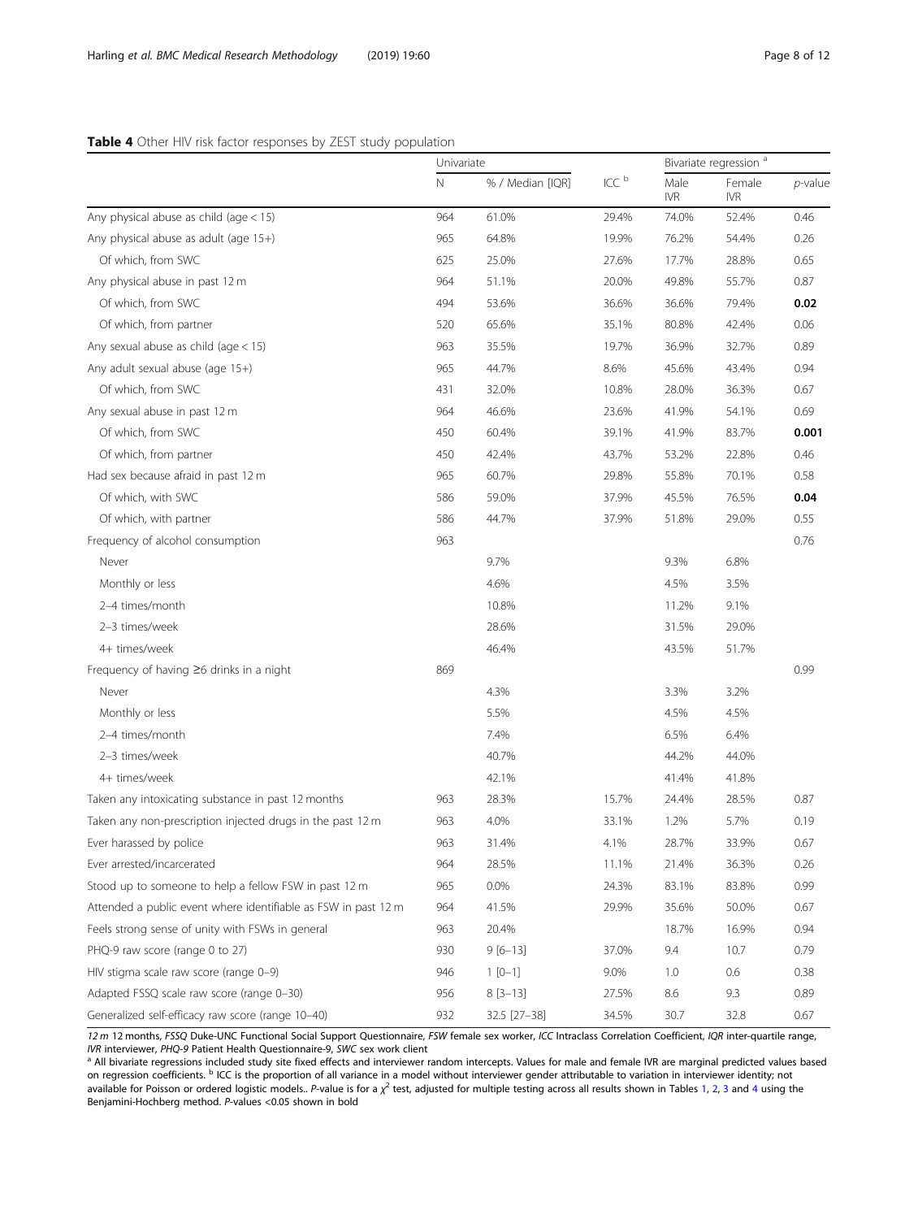**Table 4** Other HIV risk factor responses by ZEST study population

| | Univariate | | ICC [b] | Bivariate regression [a] | | |
|---|---|---|---|---|---|---|
| | N | % / Median [IQR] | | Male IVR | Female IVR | *p*-value |
| Any physical abuse as child (age < 15) | 964 | 61.0% | 29.4% | 74.0% | 52.4% | 0.46 |
| Any physical abuse as adult (age 15+) | 965 | 64.8% | 19.9% | 76.2% | 54.4% | 0.26 |
| Of which, from SWC | 625 | 25.0% | 27.6% | 17.7% | 28.8% | 0.65 |
| Any physical abuse in past 12 m | 964 | 51.1% | 20.0% | 49.8% | 55.7% | 0.87 |
| Of which, from SWC | 494 | 53.6% | 36.6% | 36.6% | 79.4% | **0.02** |
| Of which, from partner | 520 | 65.6% | 35.1% | 80.8% | 42.4% | 0.06 |
| Any sexual abuse as child (age < 15) | 963 | 35.5% | 19.7% | 36.9% | 32.7% | 0.89 |
| Any adult sexual abuse (age 15+) | 965 | 44.7% | 8.6% | 45.6% | 43.4% | 0.94 |
| Of which, from SWC | 431 | 32.0% | 10.8% | 28.0% | 36.3% | 0.67 |
| Any sexual abuse in past 12 m | 964 | 46.6% | 23.6% | 41.9% | 54.1% | 0.69 |
| Of which, from SWC | 450 | 60.4% | 39.1% | 41.9% | 83.7% | **0.001** |
| Of which, from partner | 450 | 42.4% | 43.7% | 53.2% | 22.8% | 0.46 |
| Had sex because afraid in past 12 m | 965 | 60.7% | 29.8% | 55.8% | 70.1% | 0.58 |
| Of which, with SWC | 586 | 59.0% | 37.9% | 45.5% | 76.5% | **0.04** |
| Of which, with partner | 586 | 44.7% | 37.9% | 51.8% | 29.0% | 0.55 |
| Frequency of alcohol consumption | 963 | | | | | 0.76 |
| Never | | 9.7% | | 9.3% | 6.8% | |
| Monthly or less | | 4.6% | | 4.5% | 3.5% | |
| 2–4 times/month | | 10.8% | | 11.2% | 9.1% | |
| 2–3 times/week | | 28.6% | | 31.5% | 29.0% | |
| 4+ times/week | | 46.4% | | 43.5% | 51.7% | |
| Frequency of having ≥6 drinks in a night | 869 | | | | | 0.99 |
| Never | | 4.3% | | 3.3% | 3.2% | |
| Monthly or less | | 5.5% | | 4.5% | 4.5% | |
| 2–4 times/month | | 7.4% | | 6.5% | 6.4% | |
| 2–3 times/week | | 40.7% | | 44.2% | 44.0% | |
| 4+ times/week | | 42.1% | | 41.4% | 41.8% | |
| Taken any intoxicating substance in past 12 months | 963 | 28.3% | 15.7% | 24.4% | 28.5% | 0.87 |
| Taken any non-prescription injected drugs in the past 12 m | 963 | 4.0% | 33.1% | 1.2% | 5.7% | 0.19 |
| Ever harassed by police | 963 | 31.4% | 4.1% | 28.7% | 33.9% | 0.67 |
| Ever arrested/incarcerated | 964 | 28.5% | 11.1% | 21.4% | 36.3% | 0.26 |
| Stood up to someone to help a fellow FSW in past 12 m | 965 | 0.0% | 24.3% | 83.1% | 83.8% | 0.99 |
| Attended a public event where identifiable as FSW in past 12 m | 964 | 41.5% | 29.9% | 35.6% | 50.0% | 0.67 |
| Feels strong sense of unity with FSWs in general | 963 | 20.4% | | 18.7% | 16.9% | 0.94 |
| PHQ-9 raw score (range 0 to 27) | 930 | 9 [6–13] | 37.0% | 9.4 | 10.7 | 0.79 |
| HIV stigma scale raw score (range 0–9) | 946 | 1 [0–1] | 9.0% | 1.0 | 0.6 | 0.38 |
| Adapted FSSQ scale raw score (range 0–30) | 956 | 8 [3–13] | 27.5% | 8.6 | 9.3 | 0.89 |
| Generalized self-efficacy raw score (range 10–40) | 932 | 32.5 [27–38] | 34.5% | 30.7 | 32.8 | 0.67 |

*12 m* 12 months, *FSSQ* Duke-UNC Functional Social Support Questionnaire, *FSW* female sex worker, *ICC* Intraclass Correlation Coefficient, *IQR* inter-quartile range, *IVR* interviewer, *PHQ-9* Patient Health Questionnaire-9, *SWC* sex work client

[a] All bivariate regressions included study site fixed effects and interviewer random intercepts. Values for male and female IVR are marginal predicted values based on regression coefficients. [b] ICC is the proportion of all variance in a model without interviewer gender attributable to variation in interviewer identity; not available for Poisson or ordered logistic models.. *P*-value is for a $\chi^2$ test, adjusted for multiple testing across all results shown in Tables 1, 2, 3 and 4 using the Benjamini-Hochberg method. *P*-values <0.05 shown in bold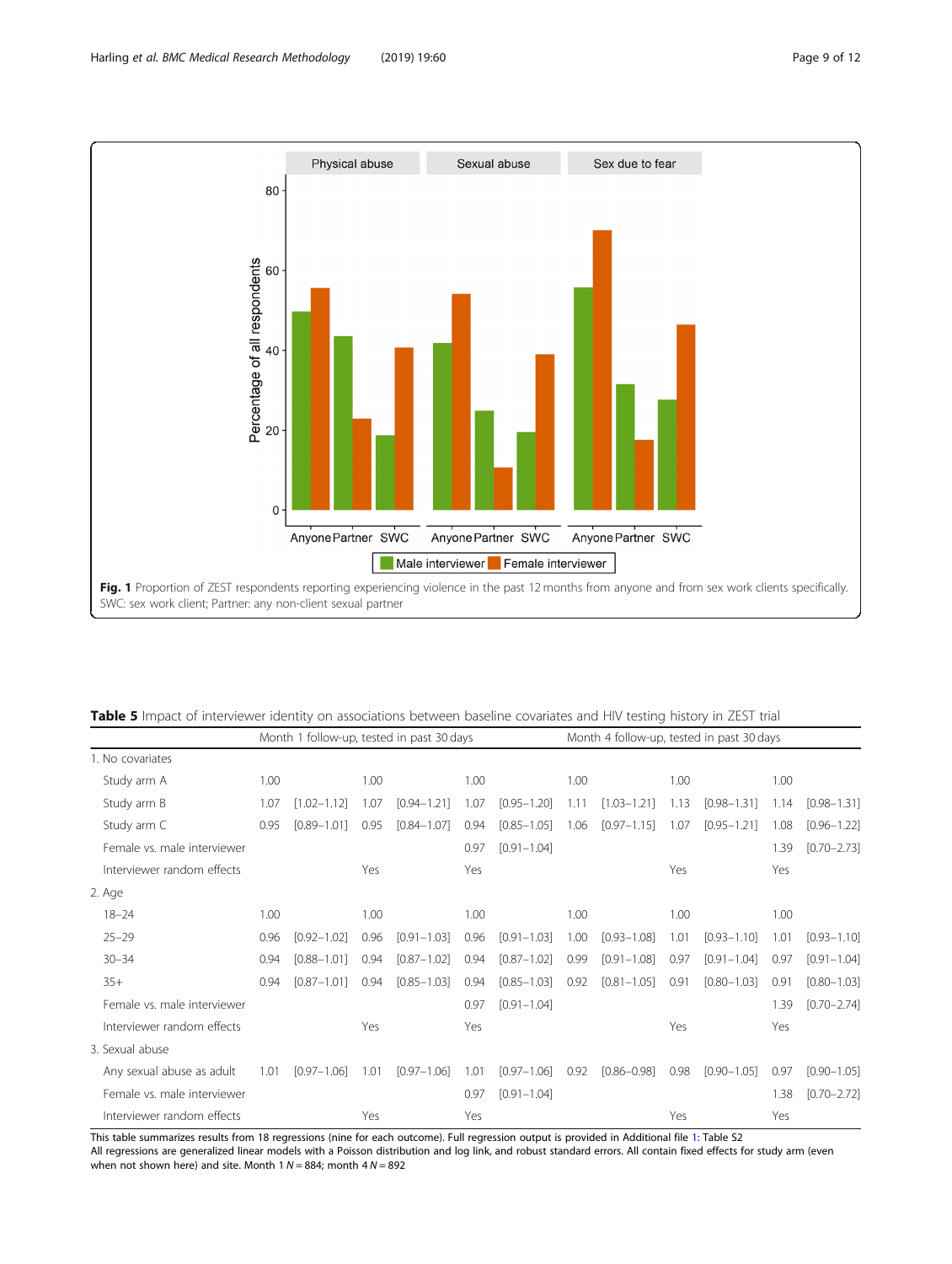Fig. 1 Proportion of ZEST respondents reporting experiencing violence in the past 12 months from anyone and from sex work clients specifically. SWC: sex work client; Partner: any non-client sexual partner

**Table 5** Impact of interviewer identity on associations between baseline covariates and HIV testing history in ZEST trial

| | Month 1 follow-up, tested in past 30 days | | | | | | Month 4 follow-up, tested in past 30 days | | | | | |
|---|---|---|---|---|---|---|---|---|---|---|---|---|
| 1. No covariates | | | | | | | | | | | | |
| Study arm A | 1.00 | | 1.00 | | 1.00 | | 1.00 | | 1.00 | | 1.00 | |
| Study arm B | 1.07 | [1.02–1.12] | 1.07 | [0.94–1.21] | 1.07 | [0.95–1.20] | 1.11 | [1.03–1.21] | 1.13 | [0.98–1.31] | 1.14 | [0.98–1.31] |
| Study arm C | 0.95 | [0.89–1.01] | 0.95 | [0.84–1.07] | 0.94 | [0.85–1.05] | 1.06 | [0.97–1.15] | 1.07 | [0.95–1.21] | 1.08 | [0.96–1.22] |
| Female vs. male interviewer | | | | | 0.97 | [0.91–1.04] | | | | | 1.39 | [0.70–2.73] |
| Interviewer random effects | | | Yes | | Yes | | | | Yes | | Yes | |
| 2. Age | | | | | | | | | | | | |
| 18–24 | 1.00 | | 1.00 | | 1.00 | | 1.00 | | 1.00 | | 1.00 | |
| 25–29 | 0.96 | [0.92–1.02] | 0.96 | [0.91–1.03] | 0.96 | [0.91–1.03] | 1.00 | [0.93–1.08] | 1.01 | [0.93–1.10] | 1.01 | [0.93–1.10] |
| 30–34 | 0.94 | [0.88–1.01] | 0.94 | [0.87–1.02] | 0.94 | [0.87–1.02] | 0.99 | [0.91–1.08] | 0.97 | [0.91–1.04] | 0.97 | [0.91–1.04] |
| 35+ | 0.94 | [0.87–1.01] | 0.94 | [0.85–1.03] | 0.94 | [0.85–1.03] | 0.92 | [0.81–1.05] | 0.91 | [0.80–1.03] | 0.91 | [0.80–1.03] |
| Female vs. male interviewer | | | | | 0.97 | [0.91–1.04] | | | | | 1.39 | [0.70–2.74] |
| Interviewer random effects | | | Yes | | Yes | | | | Yes | | Yes | |
| 3. Sexual abuse | | | | | | | | | | | | |
| Any sexual abuse as adult | 1.01 | [0.97–1.06] | 1.01 | [0.97–1.06] | 1.01 | [0.97–1.06] | 0.92 | [0.86–0.98] | 0.98 | [0.90–1.05] | 0.97 | [0.90–1.05] |
| Female vs. male interviewer | | | | | 0.97 | [0.91–1.04] | | | | | 1.38 | [0.70–2.72] |
| Interviewer random effects | | | Yes | | Yes | | | | Yes | | Yes | |

This table summarizes results from 18 regressions (nine for each outcome). Full regression output is provided in Additional file 1: Table S2
All regressions are generalized linear models with a Poisson distribution and log link, and robust standard errors. All contain fixed effects for study arm (even when not shown here) and site. Month 1 $N = 884$; month 4 $N = 892$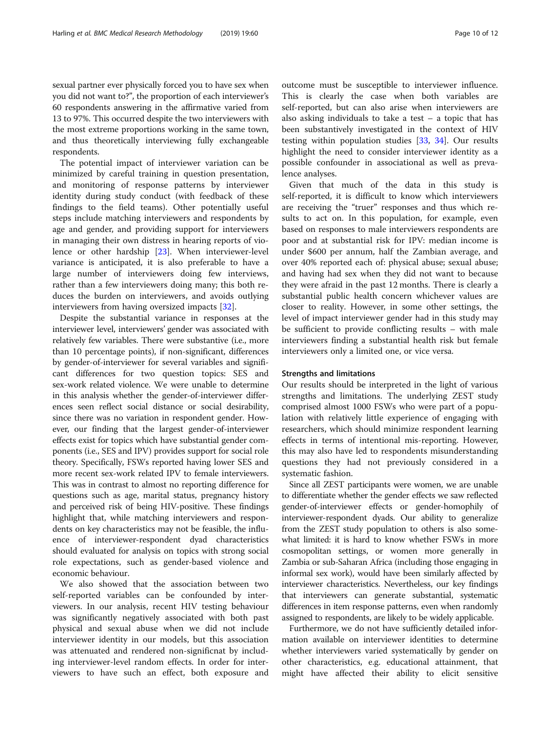sexual partner ever physically forced you to have sex when you did not want to?", the proportion of each interviewer's 60 respondents answering in the affirmative varied from 13 to 97%. This occurred despite the two interviewers with the most extreme proportions working in the same town, and thus theoretically interviewing fully exchangeable respondents.

The potential impact of interviewer variation can be minimized by careful training in question presentation, and monitoring of response patterns by interviewer identity during study conduct (with feedback of these findings to the field teams). Other potentially useful steps include matching interviewers and respondents by age and gender, and providing support for interviewers in managing their own distress in hearing reports of violence or other hardship [23]. When interviewer-level variance is anticipated, it is also preferable to have a large number of interviewers doing few interviews, rather than a few interviewers doing many; this both reduces the burden on interviewers, and avoids outlying interviewers from having oversized impacts [32].

Despite the substantial variance in responses at the interviewer level, interviewers' gender was associated with relatively few variables. There were substantive (i.e., more than 10 percentage points), if non-significant, differences by gender-of-interviewer for several variables and significant differences for two question topics: SES and sex-work related violence. We were unable to determine in this analysis whether the gender-of-interviewer differences seen reflect social distance or social desirability, since there was no variation in respondent gender. However, our finding that the largest gender-of-interviewer effects exist for topics which have substantial gender components (i.e., SES and IPV) provides support for social role theory. Specifically, FSWs reported having lower SES and more recent sex-work related IPV to female interviewers. This was in contrast to almost no reporting difference for questions such as age, marital status, pregnancy history and perceived risk of being HIV-positive. These findings highlight that, while matching interviewers and respondents on key characteristics may not be feasible, the influence of interviewer-respondent dyad characteristics should evaluated for analysis on topics with strong social role expectations, such as gender-based violence and economic behaviour.

We also showed that the association between two self-reported variables can be confounded by interviewers. In our analysis, recent HIV testing behaviour was significantly negatively associated with both past physical and sexual abuse when we did not include interviewer identity in our models, but this association was attenuated and rendered non-significnat by including interviewer-level random effects. In order for interviewers to have such an effect, both exposure and outcome must be susceptible to interviewer influence. This is clearly the case when both variables are self-reported, but can also arise when interviewers are also asking individuals to take a test – a topic that has been substantively investigated in the context of HIV testing within population studies [33, 34]. Our results highlight the need to consider interviewer identity as a possible confounder in associational as well as prevalence analyses.

Given that much of the data in this study is self-reported, it is difficult to know which interviewers are receiving the "truer" responses and thus which results to act on. In this population, for example, even based on responses to male interviewers respondents are poor and at substantial risk for IPV: median income is under $600 per annum, half the Zambian average, and over 40% reported each of: physical abuse; sexual abuse; and having had sex when they did not want to because they were afraid in the past 12 months. There is clearly a substantial public health concern whichever values are closer to reality. However, in some other settings, the level of impact interviewer gender had in this study may be sufficient to provide conflicting results – with male interviewers finding a substantial health risk but female interviewers only a limited one, or vice versa.

## Strengths and limitations

Our results should be interpreted in the light of various strengths and limitations. The underlying ZEST study comprised almost 1000 FSWs who were part of a population with relatively little experience of engaging with researchers, which should minimize respondent learning effects in terms of intentional mis-reporting. However, this may also have led to respondents misunderstanding questions they had not previously considered in a systematic fashion.

Since all ZEST participants were women, we are unable to differentiate whether the gender effects we saw reflected gender-of-interviewer effects or gender-homophily of interviewer-respondent dyads. Our ability to generalize from the ZEST study population to others is also somewhat limited: it is hard to know whether FSWs in more cosmopolitan settings, or women more generally in Zambia or sub-Saharan Africa (including those engaging in informal sex work), would have been similarly affected by interviewer characteristics. Nevertheless, our key findings that interviewers can generate substantial, systematic differences in item response patterns, even when randomly assigned to respondents, are likely to be widely applicable.

Furthermore, we do not have sufficiently detailed information available on interviewer identities to determine whether interviewers varied systematically by gender on other characteristics, e.g. educational attainment, that might have affected their ability to elicit sensitive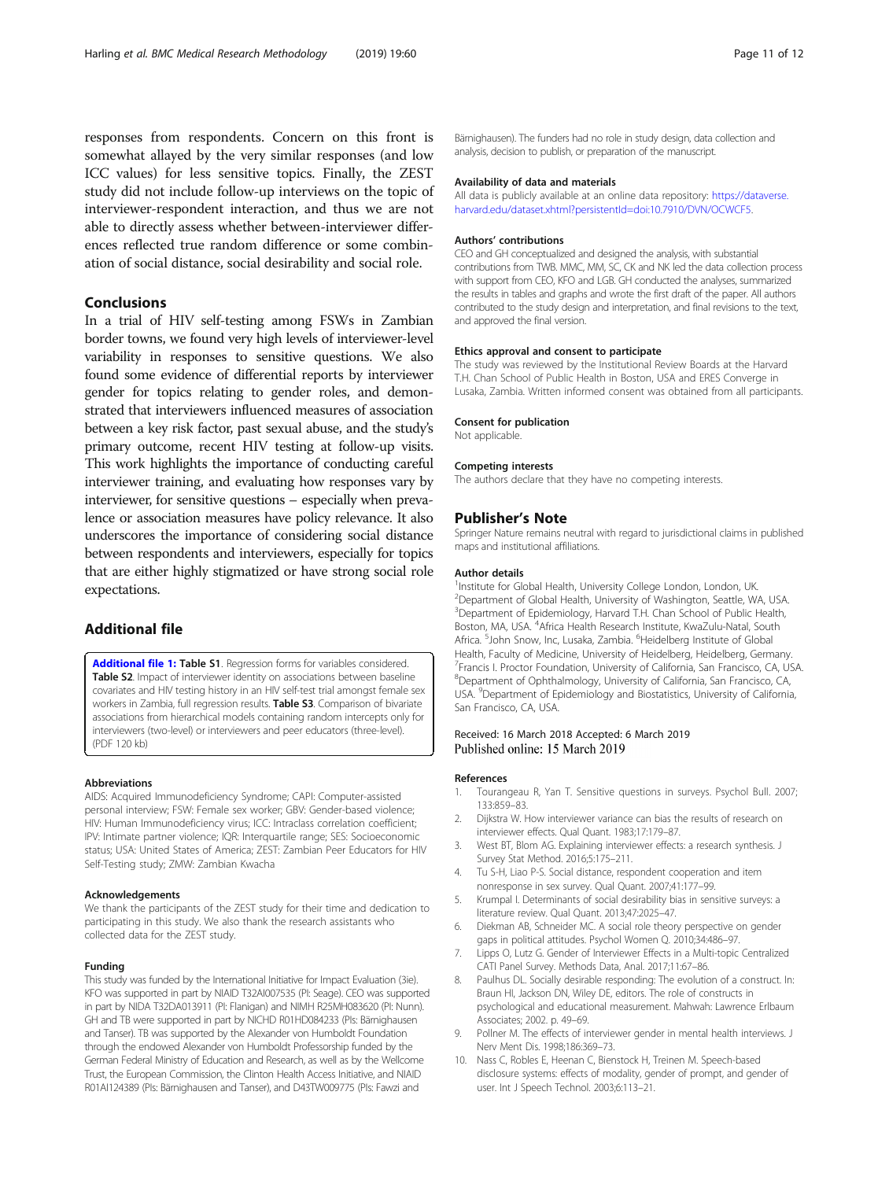responses from respondents. Concern on this front is somewhat allayed by the very similar responses (and low ICC values) for less sensitive topics. Finally, the ZEST study did not include follow-up interviews on the topic of interviewer-respondent interaction, and thus we are not able to directly assess whether between-interviewer differences reflected true random difference or some combination of social distance, social desirability and social role.

## Conclusions

In a trial of HIV self-testing among FSWs in Zambian border towns, we found very high levels of interviewer-level variability in responses to sensitive questions. We also found some evidence of differential reports by interviewer gender for topics relating to gender roles, and demonstrated that interviewers influenced measures of association between a key risk factor, past sexual abuse, and the study's primary outcome, recent HIV testing at follow-up visits. This work highlights the importance of conducting careful interviewer training, and evaluating how responses vary by interviewer, for sensitive questions – especially when prevalence or association measures have policy relevance. It also underscores the importance of considering social distance between respondents and interviewers, especially for topics that are either highly stigmatized or have strong social role expectations.

## Additional file

**Additional file 1: Table S1**. Regression forms for variables considered. **Table S2**. Impact of interviewer identity on associations between baseline covariates and HIV testing history in an HIV self-test trial amongst female sex workers in Zambia, full regression results. **Table S3**. Comparison of bivariate associations from hierarchical models containing random intercepts only for interviewers (two-level) or interviewers and peer educators (three-level). (PDF 120 kb)

#### Abbreviations

AIDS: Acquired Immunodeficiency Syndrome; CAPI: Computer-assisted personal interview; FSW: Female sex worker; GBV: Gender-based violence; HIV: Human Immunodeficiency virus; ICC: Intraclass correlation coefficient; IPV: Intimate partner violence; IQR: Interquartile range; SES: Socioeconomic status; USA: United States of America; ZEST: Zambian Peer Educators for HIV Self-Testing study; ZMW: Zambian Kwacha

#### Acknowledgements

We thank the participants of the ZEST study for their time and dedication to participating in this study. We also thank the research assistants who collected data for the ZEST study.

#### Funding

This study was funded by the International Initiative for Impact Evaluation (3ie). KFO was supported in part by NIAID T32AI007535 (PI: Seage). CEO was supported in part by NIDA T32DA013911 (PI: Flanigan) and NIMH R25MH083620 (PI: Nunn). GH and TB were supported in part by NICHD R01HD084233 (PIs: Bärnighausen and Tanser). TB was supported by the Alexander von Humboldt Foundation through the endowed Alexander von Humboldt Professorship funded by the German Federal Ministry of Education and Research, as well as by the Wellcome Trust, the European Commission, the Clinton Health Access Initiative, and NIAID R01AI124389 (PIs: Bärnighausen and Tanser), and D43TW009775 (PIs: Fawzi and Bärnighausen). The funders had no role in study design, data collection and analysis, decision to publish, or preparation of the manuscript.

#### Availability of data and materials

All data is publicly available at an online data repository: https://dataverse.harvard.edu/dataset.xhtml?persistentId=doi:10.7910/DVN/OCWCF5.

#### Authors' contributions

CEO and GH conceptualized and designed the analysis, with substantial contributions from TWB. MMC, MM, SC, CK and NK led the data collection process with support from CEO, KFO and LGB. GH conducted the analyses, summarized the results in tables and graphs and wrote the first draft of the paper. All authors contributed to the study design and interpretation, and final revisions to the text, and approved the final version.

#### Ethics approval and consent to participate

The study was reviewed by the Institutional Review Boards at the Harvard T.H. Chan School of Public Health in Boston, USA and ERES Converge in Lusaka, Zambia. Written informed consent was obtained from all participants.

#### Consent for publication

Not applicable.

#### Competing interests

The authors declare that they have no competing interests.

## Publisher's Note

Springer Nature remains neutral with regard to jurisdictional claims in published maps and institutional affiliations.

#### Author details

[1]Institute for Global Health, University College London, London, UK. [2]Department of Global Health, University of Washington, Seattle, WA, USA. [3]Department of Epidemiology, Harvard T.H. Chan School of Public Health, Boston, MA, USA. [4]Africa Health Research Institute, KwaZulu-Natal, South Africa. [5]John Snow, Inc, Lusaka, Zambia. [6]Heidelberg Institute of Global Health, Faculty of Medicine, University of Heidelberg, Heidelberg, Germany. [7]Francis I. Proctor Foundation, University of California, San Francisco, CA, USA. [8]Department of Ophthalmology, University of California, San Francisco, CA, USA. [9]Department of Epidemiology and Biostatistics, University of California, San Francisco, CA, USA.

Received: 16 March 2018 Accepted: 6 March 2019
Published online: 15 March 2019

#### References

1. Tourangeau R, Yan T. Sensitive questions in surveys. Psychol Bull. 2007;133:859–83.
2. Dijkstra W. How interviewer variance can bias the results of research on interviewer effects. Qual Quant. 1983;17:179–87.
3. West BT, Blom AG. Explaining interviewer effects: a research synthesis. J Survey Stat Method. 2016;5:175–211.
4. Tu S-H, Liao P-S. Social distance, respondent cooperation and item nonresponse in sex survey. Qual Quant. 2007;41:177–99.
5. Krumpal I. Determinants of social desirability bias in sensitive surveys: a literature review. Qual Quant. 2013;47:2025–47.
6. Diekman AB, Schneider MC. A social role theory perspective on gender gaps in political attitudes. Psychol Women Q. 2010;34:486–97.
7. Lipps O, Lutz G. Gender of Interviewer Effects in a Multi-topic Centralized CATI Panel Survey. Methods Data, Anal. 2017;11:67–86.
8. Paulhus DL. Socially desirable responding: The evolution of a construct. In: Braun HI, Jackson DN, Wiley DE, editors. The role of constructs in psychological and educational measurement. Mahwah: Lawrence Erlbaum Associates; 2002. p. 49–69.
9. Pollner M. The effects of interviewer gender in mental health interviews. J Nerv Ment Dis. 1998;186:369–73.
10. Nass C, Robles E, Heenan C, Bienstock H, Treinen M. Speech-based disclosure systems: effects of modality, gender of prompt, and gender of user. Int J Speech Technol. 2003;6:113–21.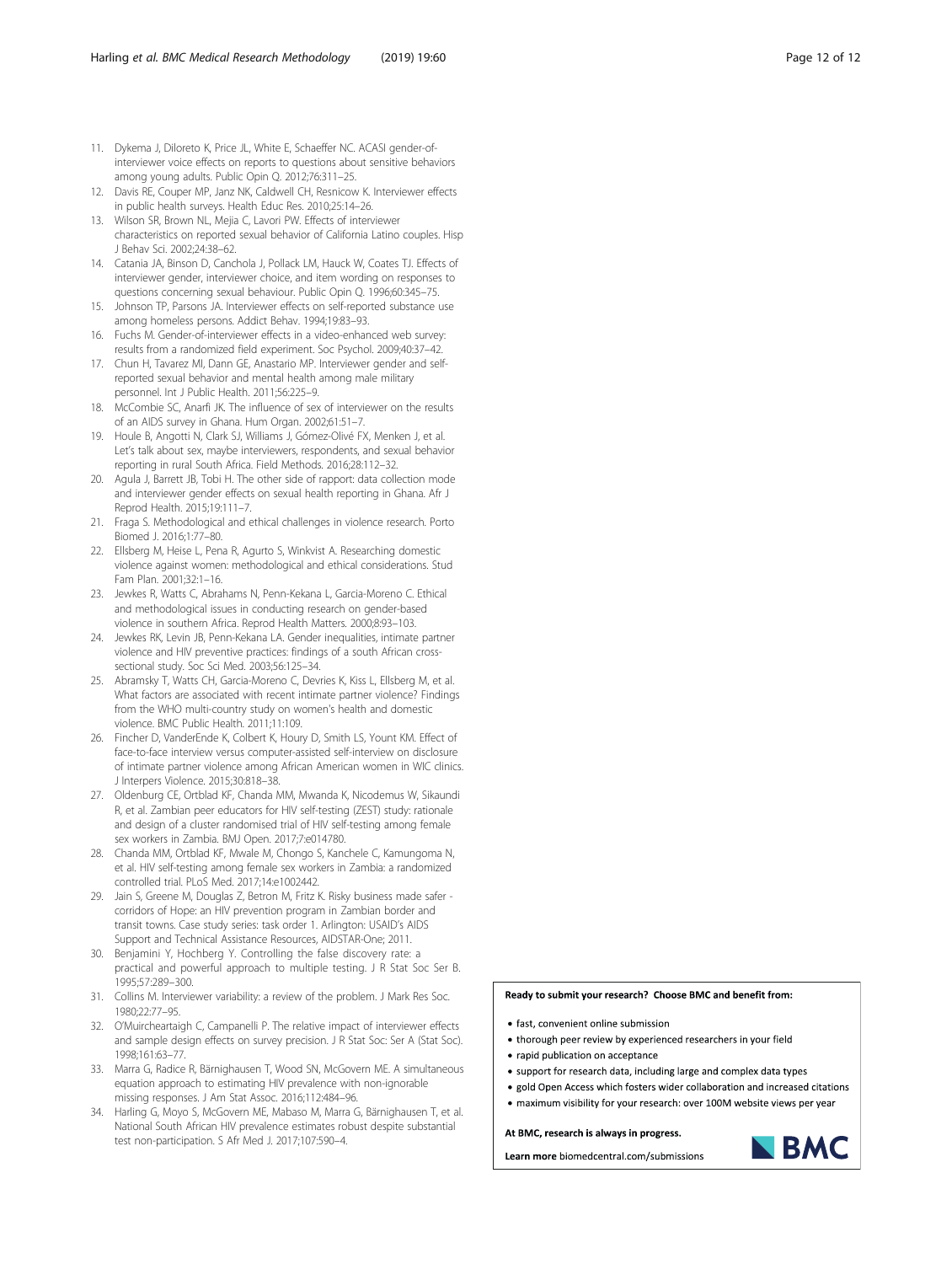11. Dykema J, Diloreto K, Price JL, White E, Schaeffer NC. ACASI gender-of-interviewer voice effects on reports to questions about sensitive behaviors among young adults. Public Opin Q. 2012;76:311–25.
12. Davis RE, Couper MP, Janz NK, Caldwell CH, Resnicow K. Interviewer effects in public health surveys. Health Educ Res. 2010;25:14–26.
13. Wilson SR, Brown NL, Mejia C, Lavori PW. Effects of interviewer characteristics on reported sexual behavior of California Latino couples. Hisp J Behav Sci. 2002;24:38–62.
14. Catania JA, Binson D, Canchola J, Pollack LM, Hauck W, Coates TJ. Effects of interviewer gender, interviewer choice, and item wording on responses to questions concerning sexual behaviour. Public Opin Q. 1996;60:345–75.
15. Johnson TP, Parsons JA. Interviewer effects on self-reported substance use among homeless persons. Addict Behav. 1994;19:83–93.
16. Fuchs M. Gender-of-interviewer effects in a video-enhanced web survey: results from a randomized field experiment. Soc Psychol. 2009;40:37–42.
17. Chun H, Tavarez MI, Dann GE, Anastario MP. Interviewer gender and self-reported sexual behavior and mental health among male military personnel. Int J Public Health. 2011;56:225–9.
18. McCombie SC, Anarfi JK. The influence of sex of interviewer on the results of an AIDS survey in Ghana. Hum Organ. 2002;61:51–7.
19. Houle B, Angotti N, Clark SJ, Williams J, Gómez-Olivé FX, Menken J, et al. Let's talk about sex, maybe interviewers, respondents, and sexual behavior reporting in rural South Africa. Field Methods. 2016;28:112–32.
20. Agula J, Barrett JB, Tobi H. The other side of rapport: data collection mode and interviewer gender effects on sexual health reporting in Ghana. Afr J Reprod Health. 2015;19:111–7.
21. Fraga S. Methodological and ethical challenges in violence research. Porto Biomed J. 2016;1:77–80.
22. Ellsberg M, Heise L, Pena R, Agurto S, Winkvist A. Researching domestic violence against women: methodological and ethical considerations. Stud Fam Plan. 2001;32:1–16.
23. Jewkes R, Watts C, Abrahams N, Penn-Kekana L, Garcia-Moreno C. Ethical and methodological issues in conducting research on gender-based violence in southern Africa. Reprod Health Matters. 2000;8:93–103.
24. Jewkes RK, Levin JB, Penn-Kekana LA. Gender inequalities, intimate partner violence and HIV preventive practices: findings of a south African cross-sectional study. Soc Sci Med. 2003;56:125–34.
25. Abramsky T, Watts CH, Garcia-Moreno C, Devries K, Kiss L, Ellsberg M, et al. What factors are associated with recent intimate partner violence? Findings from the WHO multi-country study on women's health and domestic violence. BMC Public Health. 2011;11:109.
26. Fincher D, VanderEnde K, Colbert K, Houry D, Smith LS, Yount KM. Effect of face-to-face interview versus computer-assisted self-interview on disclosure of intimate partner violence among African American women in WIC clinics. J Interpers Violence. 2015;30:818–38.
27. Oldenburg CE, Ortblad KF, Chanda MM, Mwanda K, Nicodemus W, Sikaundi R, et al. Zambian peer educators for HIV self-testing (ZEST) study: rationale and design of a cluster randomised trial of HIV self-testing among female sex workers in Zambia. BMJ Open. 2017;7:e014780.
28. Chanda MM, Ortblad KF, Mwale M, Chongo S, Kanchele C, Kamungoma N, et al. HIV self-testing among female sex workers in Zambia: a randomized controlled trial. PLoS Med. 2017;14:e1002442.
29. Jain S, Greene M, Douglas Z, Betron M, Fritz K. Risky business made safer - corridors of Hope: an HIV prevention program in Zambian border and transit towns. Case study series: task order 1. Arlington: USAID's AIDS Support and Technical Assistance Resources, AIDSTAR-One; 2011.
30. Benjamini Y, Hochberg Y. Controlling the false discovery rate: a practical and powerful approach to multiple testing. J R Stat Soc Ser B. 1995;57:289–300.
31. Collins M. Interviewer variability: a review of the problem. J Mark Res Soc. 1980;22:77–95.
32. O'Muircheartaigh C, Campanelli P. The relative impact of interviewer effects and sample design effects on survey precision. J R Stat Soc: Ser A (Stat Soc). 1998;161:63–77.
33. Marra G, Radice R, Bärnighausen T, Wood SN, McGovern ME. A simultaneous equation approach to estimating HIV prevalence with non-ignorable missing responses. J Am Stat Assoc. 2016;112:484–96.
34. Harling G, Moyo S, McGovern ME, Mabaso M, Marra G, Bärnighausen T, et al. National South African HIV prevalence estimates robust despite substantial test non-participation. S Afr Med J. 2017;107:590–4.

**Ready to submit your research? Choose BMC and benefit from:**

- fast, convenient online submission
- thorough peer review by experienced researchers in your field
- rapid publication on acceptance
- support for research data, including large and complex data types
- gold Open Access which fosters wider collaboration and increased citations
- maximum visibility for your research: over 100M website views per year

**At BMC, research is always in progress.**

**Learn more** biomedcentral.com/submissions

BMC